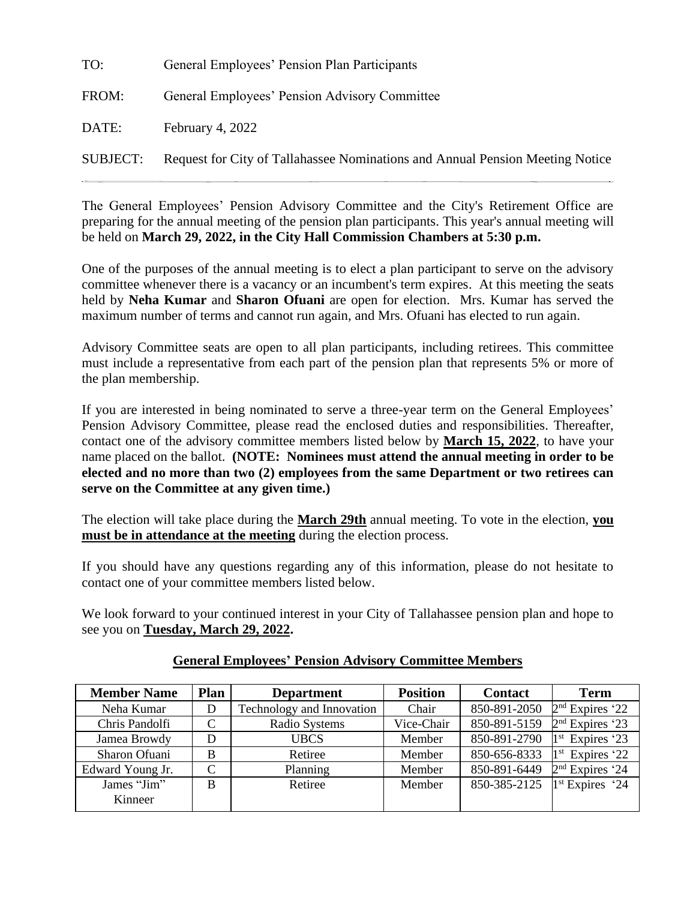TO: General Employees' Pension Plan Participants

FROM: General Employees' Pension Advisory Committee

DATE: February 4, 2022

SUBJECT: Request for City of Tallahassee Nominations and Annual Pension Meeting Notice

---

The General Employees' Pension Advisory Committee and the City's Retirement Office are preparing for the annual meeting of the pension plan participants. This year's annual meeting will be held on **March 29, 2022, in the City Hall Commission Chambers at 5:30 p.m.**

One of the purposes of the annual meeting is to elect a plan participant to serve on the advisory committee whenever there is a vacancy or an incumbent's term expires. At this meeting the seats held by **Neha Kumar** and **Sharon Ofuani** are open for election. Mrs. Kumar has served the maximum number of terms and cannot run again, and Mrs. Ofuani has elected to run again.

Advisory Committee seats are open to all plan participants, including retirees. This committee must include a representative from each part of the pension plan that represents 5% or more of the plan membership.

If you are interested in being nominated to serve a three-year term on the General Employees' Pension Advisory Committee, please read the enclosed duties and responsibilities. Thereafter, contact one of the advisory committee members listed below by **<u>March 15, 2022</u>**, to have your name placed on the ballot. **(NOTE: Nominees must attend the annual meeting in order to be elected and no more than two (2) employees from the same Department or two retirees can serve on the Committee at any given time.)**

The election will take place during the **<u>March 29th</u>** annual meeting. To vote in the election, **<u>you must be in attendance at the meeting</u>** during the election process.

If you should have any questions regarding any of this information, please do not hesitate to contact one of your committee members listed below.

We look forward to your continued interest in your City of Tallahassee pension plan and hope to see you on **<u>Tuesday, March 29, 2022.</u>**

**<u>General Employees' Pension Advisory Committee Members</u>**

| Member Name | Plan | Department | Position | Contact | Term |
|---|---|---|---|---|---|
| Neha Kumar | D | Technology and Innovation | Chair | 850-891-2050 | 2nd Expires '22 |
| Chris Pandolfi | C | Radio Systems | Vice-Chair | 850-891-5159 | 2nd Expires '23 |
| Jamea Browdy | D | UBCS | Member | 850-891-2790 | 1st Expires '23 |
| Sharon Ofuani | B | Retiree | Member | 850-656-8333 | 1st Expires '22 |
| Edward Young Jr. | C | Planning | Member | 850-891-6449 | 2nd Expires '24 |
| James "Jim" Kinneer | B | Retiree | Member | 850-385-2125 | 1st Expires '24 |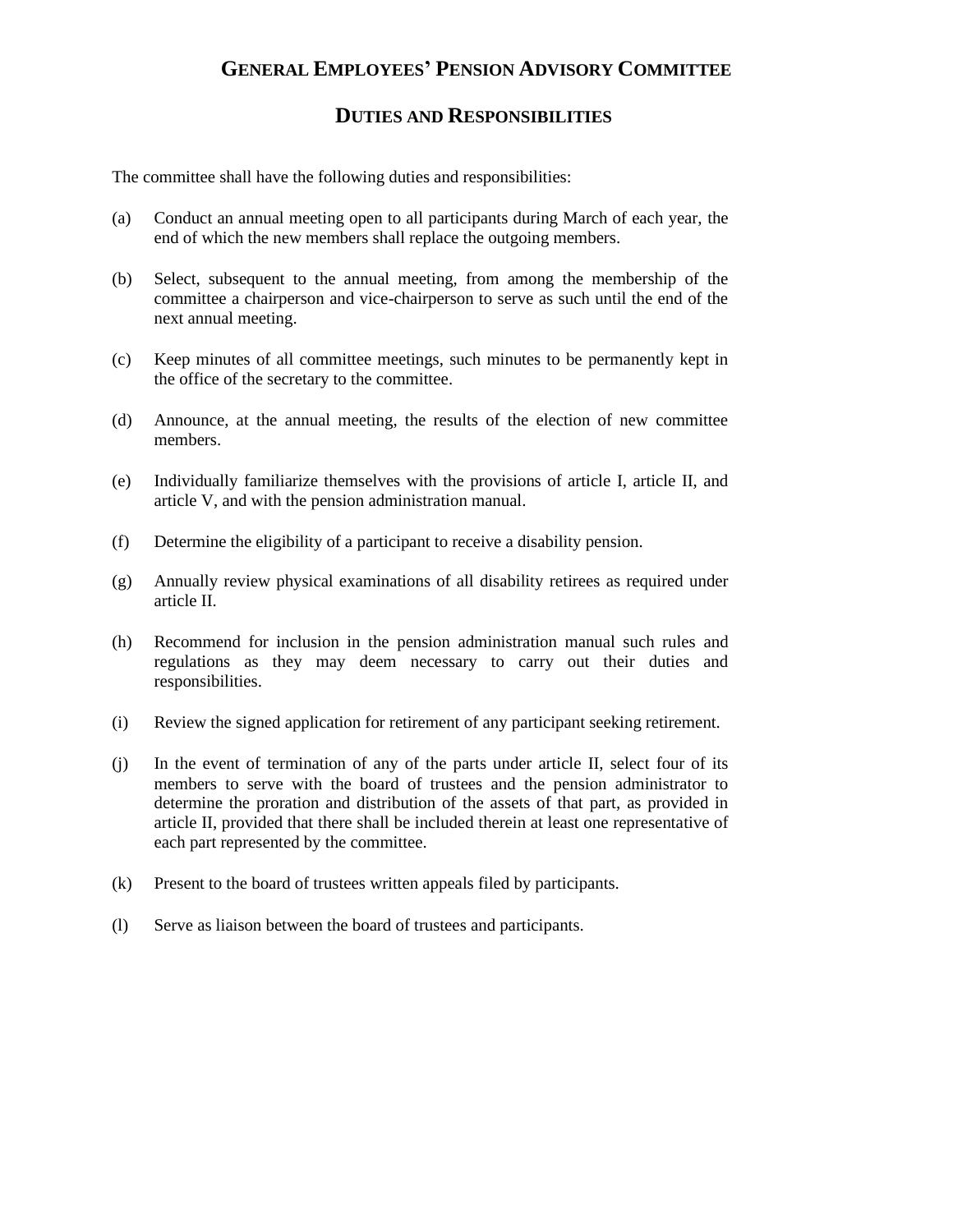# General Employees' Pension Advisory Committee

## Duties and Responsibilities

The committee shall have the following duties and responsibilities:

(a) Conduct an annual meeting open to all participants during March of each year, the end of which the new members shall replace the outgoing members.

(b) Select, subsequent to the annual meeting, from among the membership of the committee a chairperson and vice-chairperson to serve as such until the end of the next annual meeting.

(c) Keep minutes of all committee meetings, such minutes to be permanently kept in the office of the secretary to the committee.

(d) Announce, at the annual meeting, the results of the election of new committee members.

(e) Individually familiarize themselves with the provisions of article I, article II, and article V, and with the pension administration manual.

(f) Determine the eligibility of a participant to receive a disability pension.

(g) Annually review physical examinations of all disability retirees as required under article II.

(h) Recommend for inclusion in the pension administration manual such rules and regulations as they may deem necessary to carry out their duties and responsibilities.

(i) Review the signed application for retirement of any participant seeking retirement.

(j) In the event of termination of any of the parts under article II, select four of its members to serve with the board of trustees and the pension administrator to determine the proration and distribution of the assets of that part, as provided in article II, provided that there shall be included therein at least one representative of each part represented by the committee.

(k) Present to the board of trustees written appeals filed by participants.

(l) Serve as liaison between the board of trustees and participants.